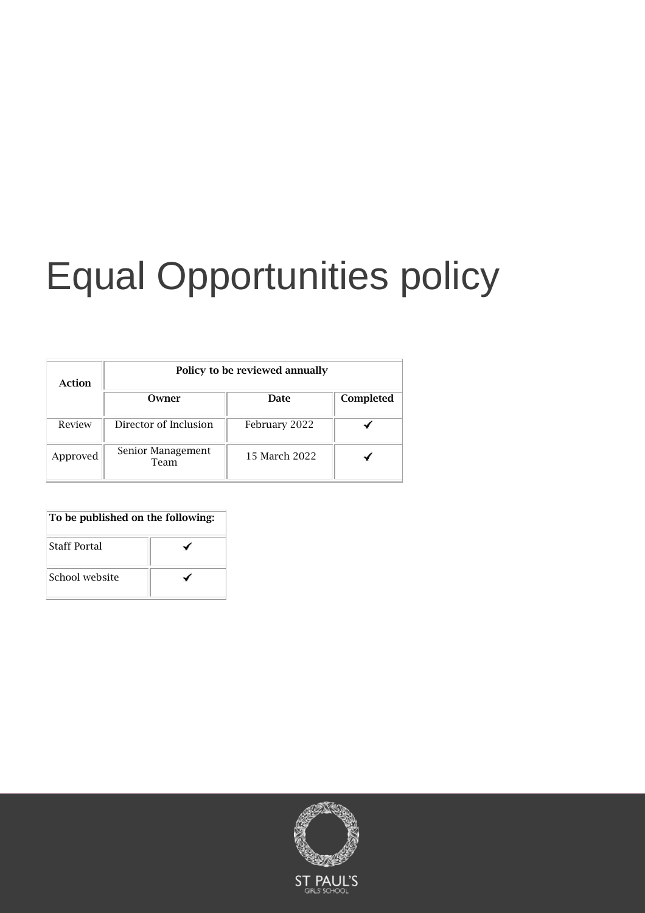# Equal Opportunities policy

| Action | Policy to be reviewed annually | | |
|---|---|---|---|
| | **Owner** | **Date** | **Completed** |
| Review | Director of Inclusion | February 2022 | ✔ |
| Approved | Senior Management Team | 15 March 2022 | ✔ |

| To be published on the following: | |
|---|---|
| Staff Portal | ✔ |
| School website | ✔ |

ST PAUL'S GIRLS' SCHOOL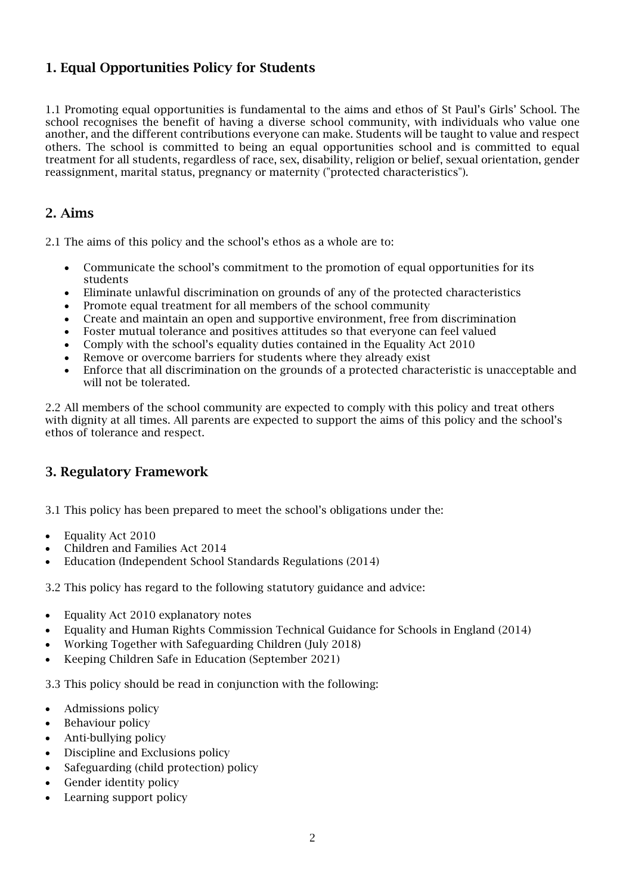## 1. Equal Opportunities Policy for Students

1.1 Promoting equal opportunities is fundamental to the aims and ethos of St Paul's Girls' School. The school recognises the benefit of having a diverse school community, with individuals who value one another, and the different contributions everyone can make. Students will be taught to value and respect others. The school is committed to being an equal opportunities school and is committed to equal treatment for all students, regardless of race, sex, disability, religion or belief, sexual orientation, gender reassignment, marital status, pregnancy or maternity ("protected characteristics").

## 2. Aims

2.1 The aims of this policy and the school's ethos as a whole are to:

- Communicate the school's commitment to the promotion of equal opportunities for its students
- Eliminate unlawful discrimination on grounds of any of the protected characteristics
- Promote equal treatment for all members of the school community
- Create and maintain an open and supportive environment, free from discrimination
- Foster mutual tolerance and positives attitudes so that everyone can feel valued
- Comply with the school's equality duties contained in the Equality Act 2010
- Remove or overcome barriers for students where they already exist
- Enforce that all discrimination on the grounds of a protected characteristic is unacceptable and will not be tolerated.

2.2 All members of the school community are expected to comply with this policy and treat others with dignity at all times. All parents are expected to support the aims of this policy and the school's ethos of tolerance and respect.

## 3. Regulatory Framework

3.1 This policy has been prepared to meet the school's obligations under the:

- Equality Act 2010
- Children and Families Act 2014
- Education (Independent School Standards Regulations (2014)

3.2 This policy has regard to the following statutory guidance and advice:

- Equality Act 2010 explanatory notes
- Equality and Human Rights Commission Technical Guidance for Schools in England (2014)
- Working Together with Safeguarding Children (July 2018)
- Keeping Children Safe in Education (September 2021)

3.3 This policy should be read in conjunction with the following:

- Admissions policy
- Behaviour policy
- Anti-bullying policy
- Discipline and Exclusions policy
- Safeguarding (child protection) policy
- Gender identity policy
- Learning support policy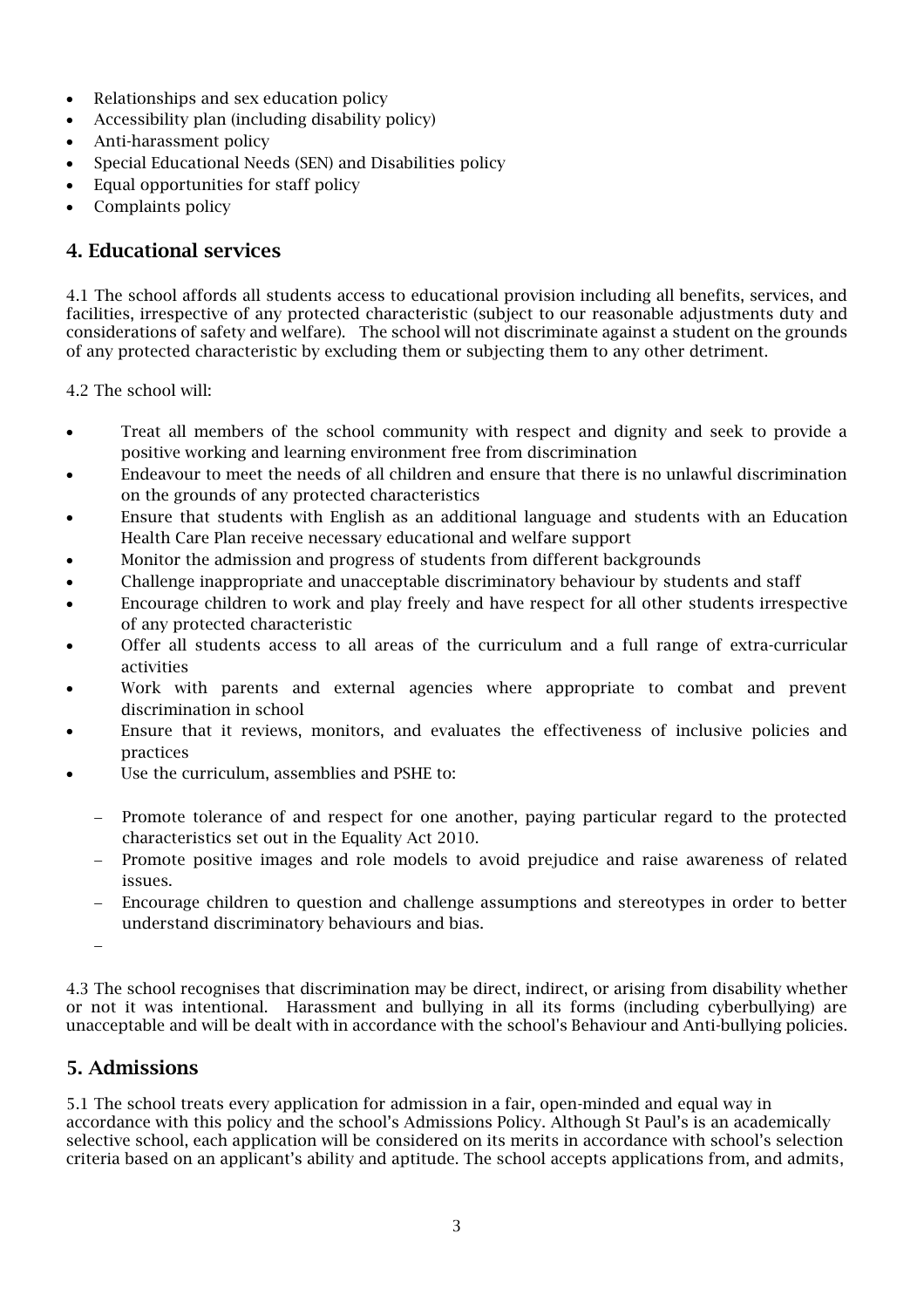- Relationships and sex education policy
- Accessibility plan (including disability policy)
- Anti-harassment policy
- Special Educational Needs (SEN) and Disabilities policy
- Equal opportunities for staff policy
- Complaints policy

## 4. Educational services

4.1 The school affords all students access to educational provision including all benefits, services, and facilities, irrespective of any protected characteristic (subject to our reasonable adjustments duty and considerations of safety and welfare). The school will not discriminate against a student on the grounds of any protected characteristic by excluding them or subjecting them to any other detriment.

4.2 The school will:

- Treat all members of the school community with respect and dignity and seek to provide a positive working and learning environment free from discrimination
- Endeavour to meet the needs of all children and ensure that there is no unlawful discrimination on the grounds of any protected characteristics
- Ensure that students with English as an additional language and students with an Education Health Care Plan receive necessary educational and welfare support
- Monitor the admission and progress of students from different backgrounds
- Challenge inappropriate and unacceptable discriminatory behaviour by students and staff
- Encourage children to work and play freely and have respect for all other students irrespective of any protected characteristic
- Offer all students access to all areas of the curriculum and a full range of extra-curricular activities
- Work with parents and external agencies where appropriate to combat and prevent discrimination in school
- Ensure that it reviews, monitors, and evaluates the effectiveness of inclusive policies and practices
- Use the curriculum, assemblies and PSHE to:
  - Promote tolerance of and respect for one another, paying particular regard to the protected characteristics set out in the Equality Act 2010.
  - Promote positive images and role models to avoid prejudice and raise awareness of related issues.
  - Encourage children to question and challenge assumptions and stereotypes in order to better understand discriminatory behaviours and bias.

4.3 The school recognises that discrimination may be direct, indirect, or arising from disability whether or not it was intentional. Harassment and bullying in all its forms (including cyberbullying) are unacceptable and will be dealt with in accordance with the school's Behaviour and Anti-bullying policies.

## 5. Admissions

5.1 The school treats every application for admission in a fair, open-minded and equal way in accordance with this policy and the school's Admissions Policy. Although St Paul's is an academically selective school, each application will be considered on its merits in accordance with school's selection criteria based on an applicant's ability and aptitude. The school accepts applications from, and admits,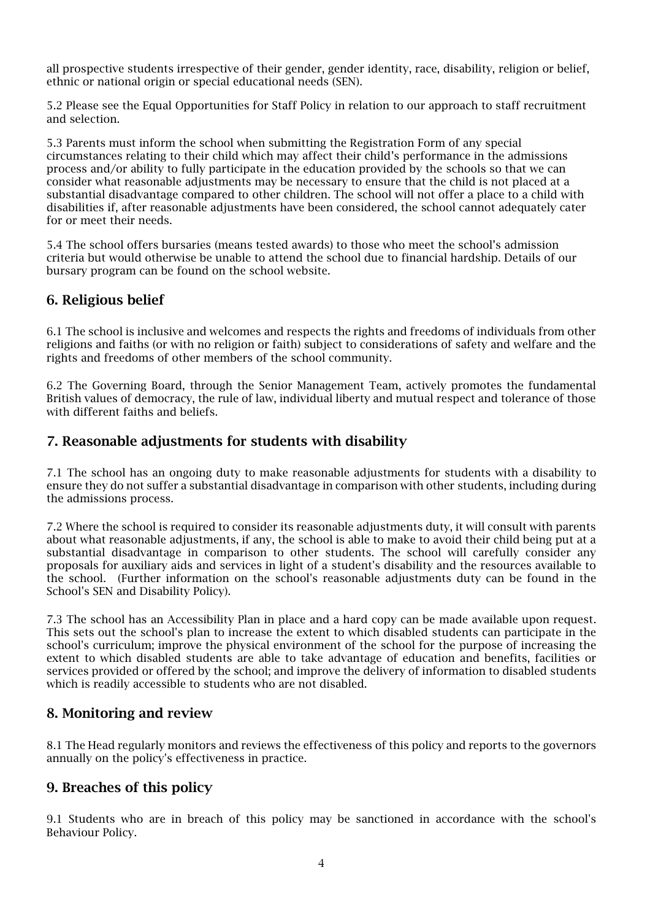all prospective students irrespective of their gender, gender identity, race, disability, religion or belief, ethnic or national origin or special educational needs (SEN).

5.2 Please see the Equal Opportunities for Staff Policy in relation to our approach to staff recruitment and selection.

5.3 Parents must inform the school when submitting the Registration Form of any special circumstances relating to their child which may affect their child's performance in the admissions process and/or ability to fully participate in the education provided by the schools so that we can consider what reasonable adjustments may be necessary to ensure that the child is not placed at a substantial disadvantage compared to other children. The school will not offer a place to a child with disabilities if, after reasonable adjustments have been considered, the school cannot adequately cater for or meet their needs.

5.4 The school offers bursaries (means tested awards) to those who meet the school's admission criteria but would otherwise be unable to attend the school due to financial hardship. Details of our bursary program can be found on the school website.

## 6. Religious belief

6.1 The school is inclusive and welcomes and respects the rights and freedoms of individuals from other religions and faiths (or with no religion or faith) subject to considerations of safety and welfare and the rights and freedoms of other members of the school community.

6.2 The Governing Board, through the Senior Management Team, actively promotes the fundamental British values of democracy, the rule of law, individual liberty and mutual respect and tolerance of those with different faiths and beliefs.

## 7. Reasonable adjustments for students with disability

7.1 The school has an ongoing duty to make reasonable adjustments for students with a disability to ensure they do not suffer a substantial disadvantage in comparison with other students, including during the admissions process.

7.2 Where the school is required to consider its reasonable adjustments duty, it will consult with parents about what reasonable adjustments, if any, the school is able to make to avoid their child being put at a substantial disadvantage in comparison to other students. The school will carefully consider any proposals for auxiliary aids and services in light of a student's disability and the resources available to the school. (Further information on the school's reasonable adjustments duty can be found in the School's SEN and Disability Policy).

7.3 The school has an Accessibility Plan in place and a hard copy can be made available upon request. This sets out the school's plan to increase the extent to which disabled students can participate in the school's curriculum; improve the physical environment of the school for the purpose of increasing the extent to which disabled students are able to take advantage of education and benefits, facilities or services provided or offered by the school; and improve the delivery of information to disabled students which is readily accessible to students who are not disabled.

## 8. Monitoring and review

8.1 The Head regularly monitors and reviews the effectiveness of this policy and reports to the governors annually on the policy's effectiveness in practice.

## 9. Breaches of this policy

9.1 Students who are in breach of this policy may be sanctioned in accordance with the school's Behaviour Policy.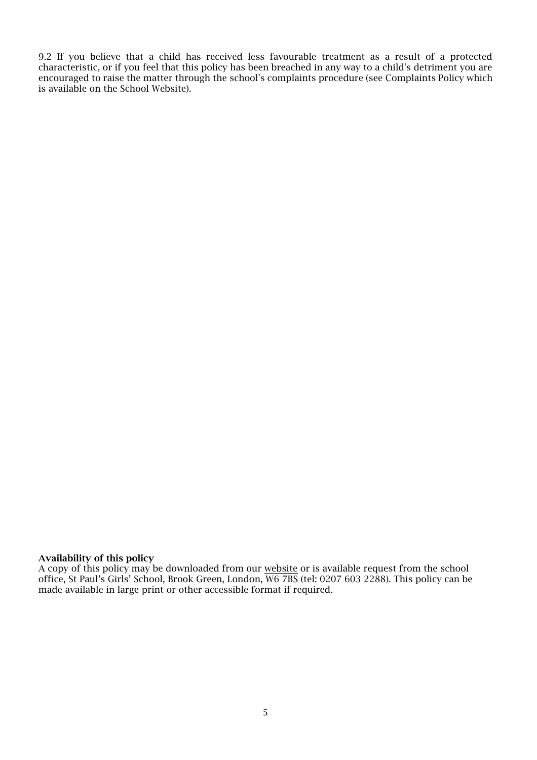9.2 If you believe that a child has received less favourable treatment as a result of a protected characteristic, or if you feel that this policy has been breached in any way to a child's detriment you are encouraged to raise the matter through the school's complaints procedure (see Complaints Policy which is available on the School Website).

**Availability of this policy**

A copy of this policy may be downloaded from our website or is available request from the school office, St Paul's Girls' School, Brook Green, London, W6 7BS (tel: 0207 603 2288). This policy can be made available in large print or other accessible format if required.